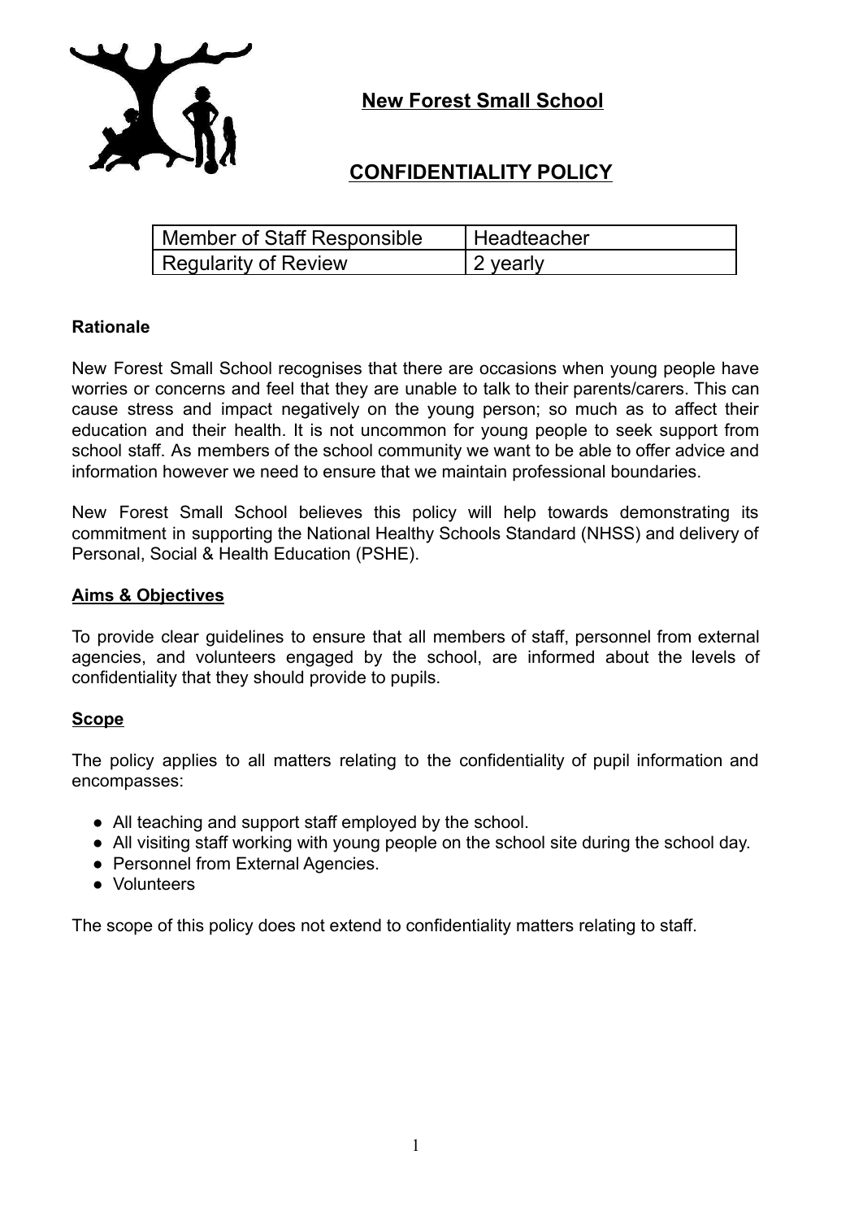# New Forest Small School

## CONFIDENTIALITY POLICY

| Member of Staff Responsible | Headteacher |
|---|---|
| Regularity of Review | 2 yearly |

**Rationale**

New Forest Small School recognises that there are occasions when young people have worries or concerns and feel that they are unable to talk to their parents/carers. This can cause stress and impact negatively on the young person; so much as to affect their education and their health. It is not uncommon for young people to seek support from school staff. As members of the school community we want to be able to offer advice and information however we need to ensure that we maintain professional boundaries.

New Forest Small School believes this policy will help towards demonstrating its commitment in supporting the National Healthy Schools Standard (NHSS) and delivery of Personal, Social & Health Education (PSHE).

**Aims & Objectives**

To provide clear guidelines to ensure that all members of staff, personnel from external agencies, and volunteers engaged by the school, are informed about the levels of confidentiality that they should provide to pupils.

**Scope**

The policy applies to all matters relating to the confidentiality of pupil information and encompasses:

- All teaching and support staff employed by the school.
- All visiting staff working with young people on the school site during the school day.
- Personnel from External Agencies.
- Volunteers

The scope of this policy does not extend to confidentiality matters relating to staff.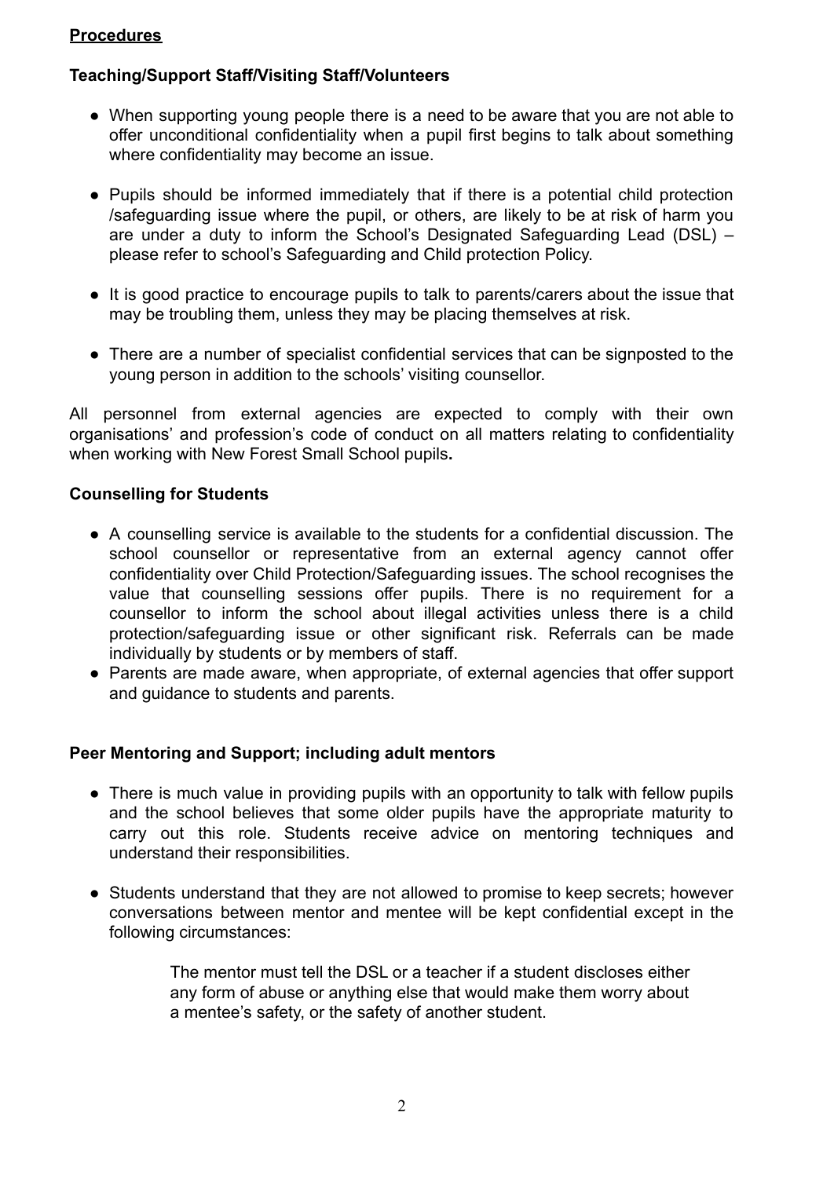## Procedures

### Teaching/Support Staff/Visiting Staff/Volunteers

- When supporting young people there is a need to be aware that you are not able to offer unconditional confidentiality when a pupil first begins to talk about something where confidentiality may become an issue.

- Pupils should be informed immediately that if there is a potential child protection /safeguarding issue where the pupil, or others, are likely to be at risk of harm you are under a duty to inform the School's Designated Safeguarding Lead (DSL) – please refer to school's Safeguarding and Child protection Policy.

- It is good practice to encourage pupils to talk to parents/carers about the issue that may be troubling them, unless they may be placing themselves at risk.

- There are a number of specialist confidential services that can be signposted to the young person in addition to the schools' visiting counsellor.

All personnel from external agencies are expected to comply with their own organisations' and profession's code of conduct on all matters relating to confidentiality when working with New Forest Small School pupils**.**

### Counselling for Students

- A counselling service is available to the students for a confidential discussion. The school counsellor or representative from an external agency cannot offer confidentiality over Child Protection/Safeguarding issues. The school recognises the value that counselling sessions offer pupils. There is no requirement for a counsellor to inform the school about illegal activities unless there is a child protection/safeguarding issue or other significant risk. Referrals can be made individually by students or by members of staff.
- Parents are made aware, when appropriate, of external agencies that offer support and guidance to students and parents.

### Peer Mentoring and Support; including adult mentors

- There is much value in providing pupils with an opportunity to talk with fellow pupils and the school believes that some older pupils have the appropriate maturity to carry out this role. Students receive advice on mentoring techniques and understand their responsibilities.

- Students understand that they are not allowed to promise to keep secrets; however conversations between mentor and mentee will be kept confidential except in the following circumstances:

  The mentor must tell the DSL or a teacher if a student discloses either any form of abuse or anything else that would make them worry about a mentee's safety, or the safety of another student.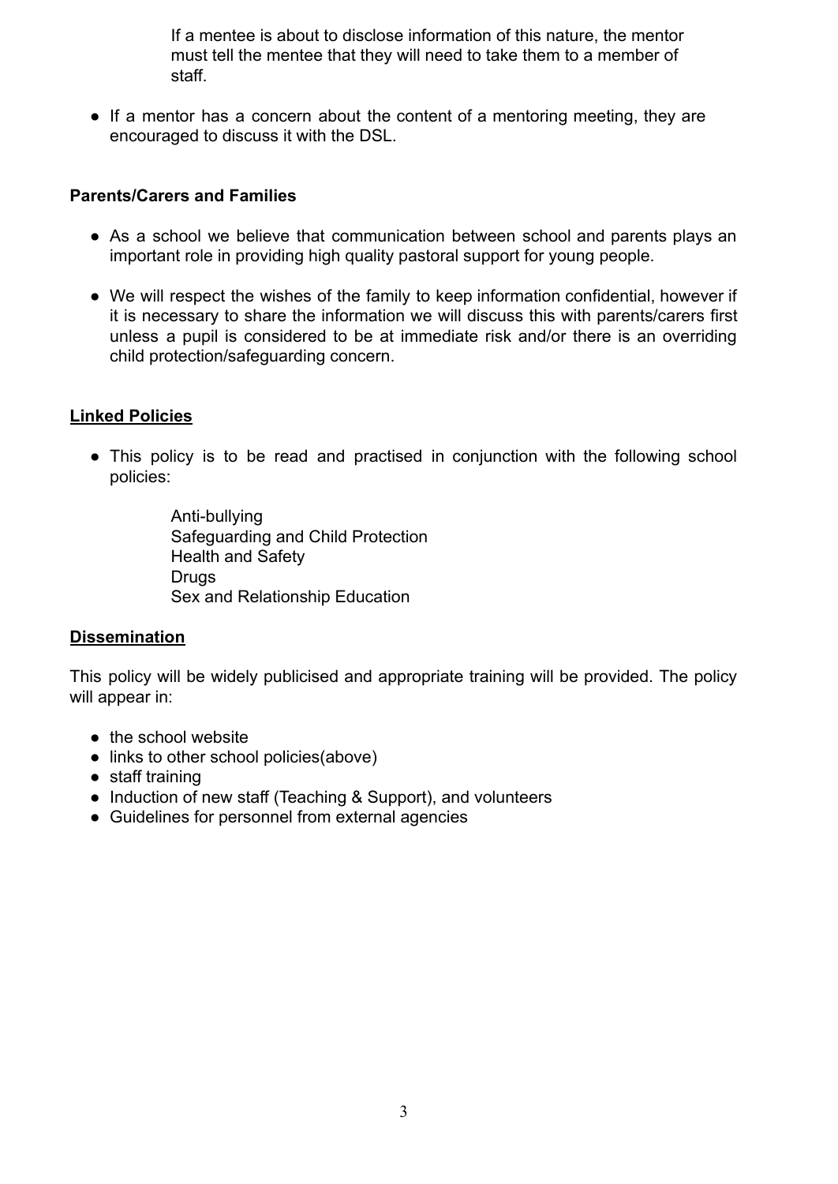If a mentee is about to disclose information of this nature, the mentor must tell the mentee that they will need to take them to a member of staff.

- If a mentor has a concern about the content of a mentoring meeting, they are encouraged to discuss it with the DSL.

**Parents/Carers and Families**

- As a school we believe that communication between school and parents plays an important role in providing high quality pastoral support for young people.
- We will respect the wishes of the family to keep information confidential, however if it is necessary to share the information we will discuss this with parents/carers first unless a pupil is considered to be at immediate risk and/or there is an overriding child protection/safeguarding concern.

## Linked Policies

- This policy is to be read and practised in conjunction with the following school policies:

  Anti-bullying
  Safeguarding and Child Protection
  Health and Safety
  Drugs
  Sex and Relationship Education

## Dissemination

This policy will be widely publicised and appropriate training will be provided. The policy will appear in:

- the school website
- links to other school policies(above)
- staff training
- Induction of new staff (Teaching & Support), and volunteers
- Guidelines for personnel from external agencies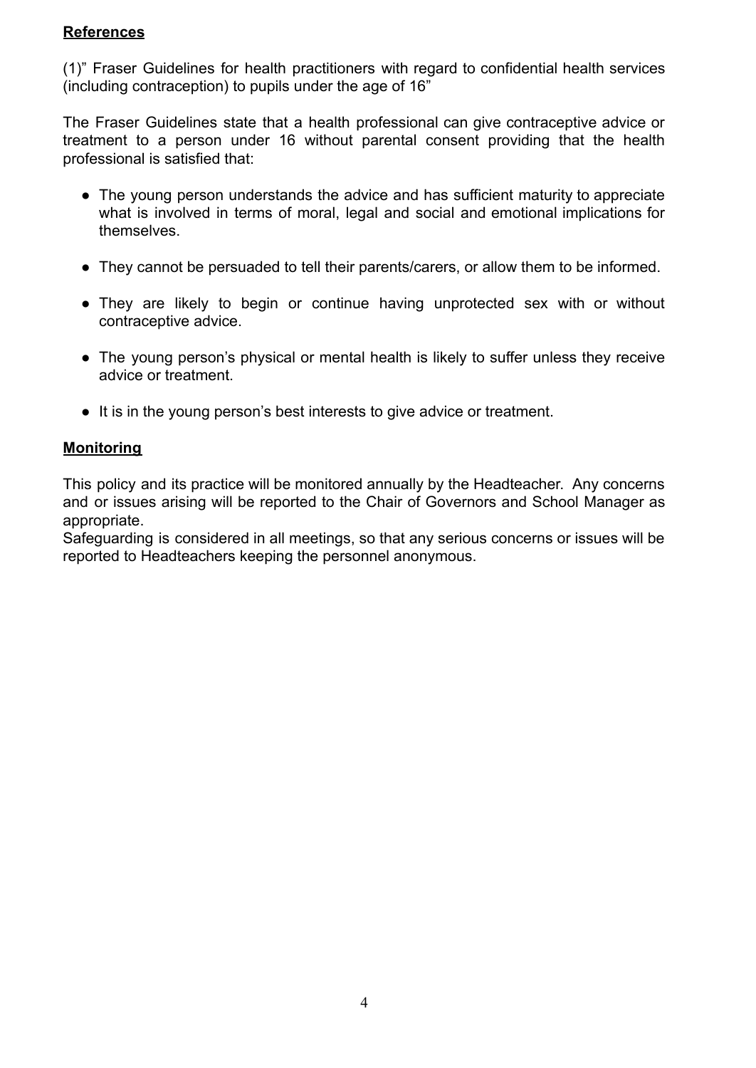**References**

(1)" Fraser Guidelines for health practitioners with regard to confidential health services (including contraception) to pupils under the age of 16"

The Fraser Guidelines state that a health professional can give contraceptive advice or treatment to a person under 16 without parental consent providing that the health professional is satisfied that:

- The young person understands the advice and has sufficient maturity to appreciate what is involved in terms of moral, legal and social and emotional implications for themselves.
- They cannot be persuaded to tell their parents/carers, or allow them to be informed.
- They are likely to begin or continue having unprotected sex with or without contraceptive advice.
- The young person's physical or mental health is likely to suffer unless they receive advice or treatment.
- It is in the young person's best interests to give advice or treatment.

**Monitoring**

This policy and its practice will be monitored annually by the Headteacher. Any concerns and or issues arising will be reported to the Chair of Governors and School Manager as appropriate.
Safeguarding is considered in all meetings, so that any serious concerns or issues will be reported to Headteachers keeping the personnel anonymous.